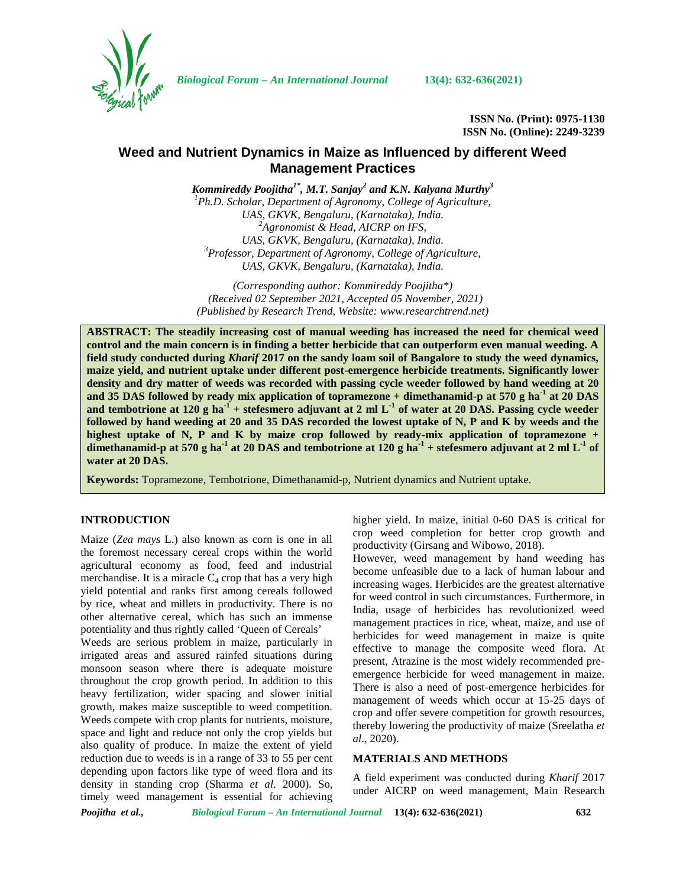ISSN No. (Print): 0975-1130
ISSN No. (Online): 2249-3239

# Weed and Nutrient Dynamics in Maize as Influenced by different Weed Management Practices

***Kommireddy Poojitha[1*], M.T. Sanjay[2] and K.N. Kalyana Murthy[3]***

*[1]Ph.D. Scholar, Department of Agronomy, College of Agriculture, UAS, GKVK, Bengaluru, (Karnataka), India.*
*[2]Agronomist & Head, AICRP on IFS, UAS, GKVK, Bengaluru, (Karnataka), India.*
*[3]Professor, Department of Agronomy, College of Agriculture, UAS, GKVK, Bengaluru, (Karnataka), India.*

*(Corresponding author: Kommireddy Poojitha\*)*
*(Received 02 September 2021, Accepted 05 November, 2021)*
*(Published by Research Trend, Website: www.researchtrend.net)*

**ABSTRACT: The steadily increasing cost of manual weeding has increased the need for chemical weed control and the main concern is in finding a better herbicide that can outperform even manual weeding. A field study conducted during *Kharif* 2017 on the sandy loam soil of Bangalore to study the weed dynamics, maize yield, and nutrient uptake under different post-emergence herbicide treatments. Significantly lower density and dry matter of weeds was recorded with passing cycle weeder followed by hand weeding at 20 and 35 DAS followed by ready mix application of topramezone + dimethanamid-p at 570 g ha$^{-1}$ at 20 DAS and tembotrione at 120 g ha$^{-1}$ + stefesmero adjuvant at 2 ml L$^{-1}$ of water at 20 DAS. Passing cycle weeder followed by hand weeding at 20 and 35 DAS recorded the lowest uptake of N, P and K by weeds and the highest uptake of N, P and K by maize crop followed by ready-mix application of topramezone + dimethanamid-p at 570 g ha$^{-1}$ at 20 DAS and tembotrione at 120 g ha$^{-1}$ + stefesmero adjuvant at 2 ml L$^{-1}$ of water at 20 DAS.**

**Keywords:** Topramezone, Tembotrione, Dimethanamid-p, Nutrient dynamics and Nutrient uptake.

## INTRODUCTION

Maize (*Zea mays* L.) also known as corn is one in all the foremost necessary cereal crops within the world agricultural economy as food, feed and industrial merchandise. It is a miracle $C_4$ crop that has a very high yield potential and ranks first among cereals followed by rice, wheat and millets in productivity. There is no other alternative cereal, which has such an immense potentiality and thus rightly called 'Queen of Cereals'

Weeds are serious problem in maize, particularly in irrigated areas and assured rainfed situations during monsoon season where there is adequate moisture throughout the crop growth period. In addition to this heavy fertilization, wider spacing and slower initial growth, makes maize susceptible to weed competition. Weeds compete with crop plants for nutrients, moisture, space and light and reduce not only the crop yields but also quality of produce. In maize the extent of yield reduction due to weeds is in a range of 33 to 55 per cent depending upon factors like type of weed flora and its density in standing crop (Sharma *et al*. 2000). So, timely weed management is essential for achieving higher yield. In maize, initial 0-60 DAS is critical for crop weed completion for better crop growth and productivity (Girsang and Wibowo, 2018).

However, weed management by hand weeding has become unfeasible due to a lack of human labour and increasing wages. Herbicides are the greatest alternative for weed control in such circumstances. Furthermore, in India, usage of herbicides has revolutionized weed management practices in rice, wheat, maize, and use of herbicides for weed management in maize is quite effective to manage the composite weed flora. At present, Atrazine is the most widely recommended pre-emergence herbicide for weed management in maize. There is also a need of post-emergence herbicides for management of weeds which occur at 15-25 days of crop and offer severe competition for growth resources, thereby lowering the productivity of maize (Sreelatha *et al*., 2020).

## MATERIALS AND METHODS

A field experiment was conducted during *Kharif* 2017 under AICRP on weed management, Main Research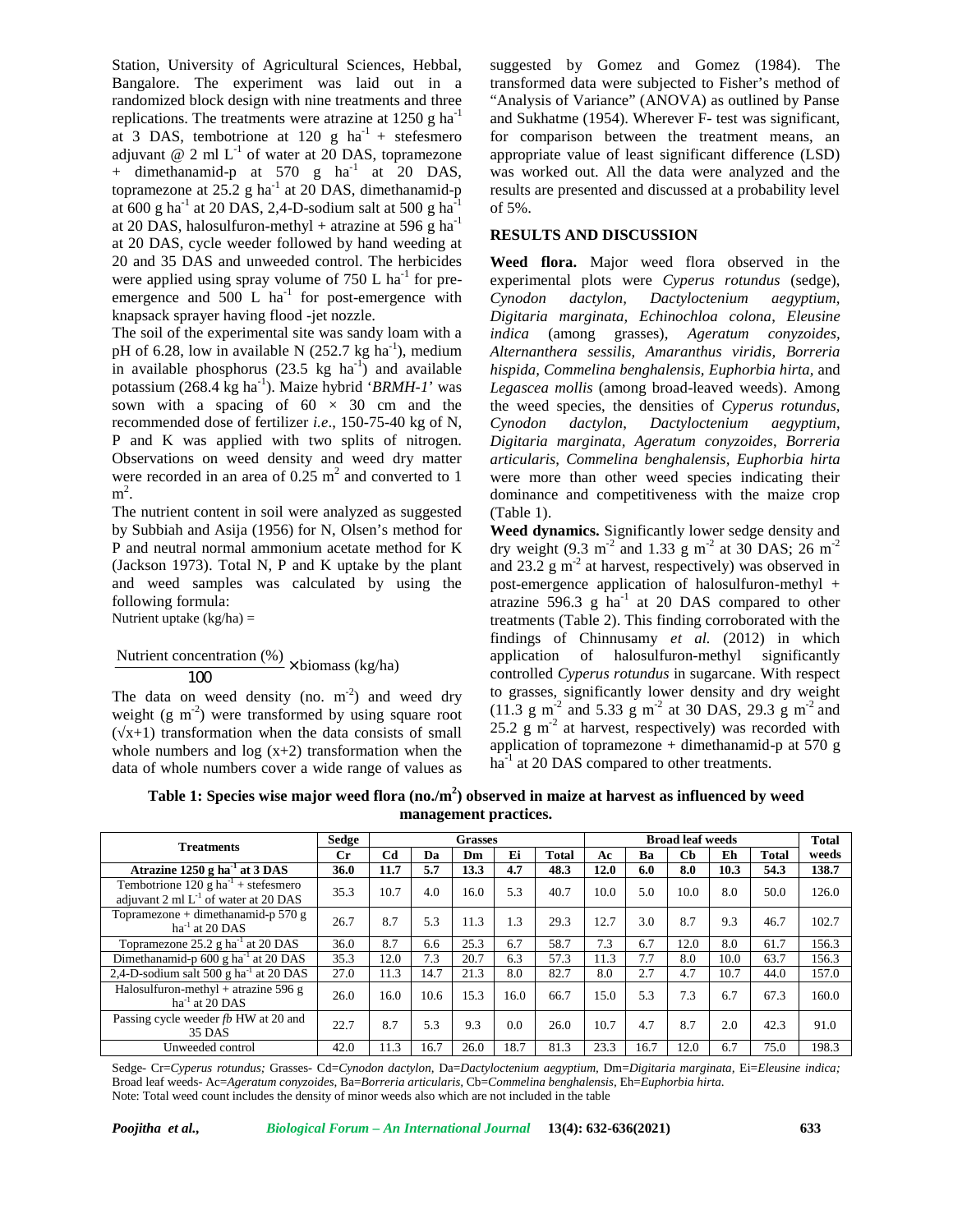Station, University of Agricultural Sciences, Hebbal, Bangalore. The experiment was laid out in a randomized block design with nine treatments and three replications. The treatments were atrazine at 1250 g ha$^{-1}$ at 3 DAS, tembotrione at 120 g ha$^{-1}$ + stefesmero adjuvant @ 2 ml L$^{-1}$ of water at 20 DAS, topramezone + dimethanamid-p at 570 g ha$^{-1}$ at 20 DAS, topramezone at 25.2 g ha$^{-1}$ at 20 DAS, dimethanamid-p at 600 g ha$^{-1}$ at 20 DAS, 2,4-D-sodium salt at 500 g ha$^{-1}$ at 20 DAS, halosulfuron-methyl + atrazine at 596 g ha$^{-1}$ at 20 DAS, cycle weeder followed by hand weeding at 20 and 35 DAS and unweeded control. The herbicides were applied using spray volume of 750 L ha$^{-1}$ for pre-emergence and 500 L ha$^{-1}$ for post-emergence with knapsack sprayer having flood -jet nozzle.

The soil of the experimental site was sandy loam with a pH of 6.28, low in available N (252.7 kg ha$^{-1}$), medium in available phosphorus (23.5 kg ha$^{-1}$) and available potassium (268.4 kg ha$^{-1}$). Maize hybrid '*BRMH-1*' was sown with a spacing of 60 × 30 cm and the recommended dose of fertilizer *i.e*., 150-75-40 kg of N, P and K was applied with two splits of nitrogen. Observations on weed density and weed dry matter were recorded in an area of 0.25 m$^2$ and converted to 1 m$^2$.

The nutrient content in soil were analyzed as suggested by Subbiah and Asija (1956) for N, Olsen's method for P and neutral normal ammonium acetate method for K (Jackson 1973). Total N, P and K uptake by the plant and weed samples was calculated by using the following formula:

Nutrient uptake (kg/ha) =

$$\frac{\text{Nutrient concentration (\%)}}{100} \times \text{biomass (kg/ha)}$$

The data on weed density (no. m$^{-2}$) and weed dry weight (g m$^{-2}$) were transformed by using square root ($\sqrt{x+1}$) transformation when the data consists of small whole numbers and log (x+2) transformation when the data of whole numbers cover a wide range of values as suggested by Gomez and Gomez (1984). The transformed data were subjected to Fisher's method of "Analysis of Variance" (ANOVA) as outlined by Panse and Sukhatme (1954). Wherever F- test was significant, for comparison between the treatment means, an appropriate value of least significant difference (LSD) was worked out. All the data were analyzed and the results are presented and discussed at a probability level of 5%.

## RESULTS AND DISCUSSION

**Weed flora.** Major weed flora observed in the experimental plots were *Cyperus rotundus* (sedge), *Cynodon dactylon, Dactyloctenium aegyptium, Digitaria marginata, Echinochloa colona*, *Eleusine indica* (among grasses), *Ageratum conyzoides, Alternanthera sessilis, Amaranthus viridis, Borreria hispida, Commelina benghalensis, Euphorbia hirta,* and *Legascea mollis* (among broad-leaved weeds). Among the weed species, the densities of *Cyperus rotundus, Cynodon dactylon*, *Dactyloctenium aegyptium*, *Digitaria marginata*, *Ageratum conyzoides*, *Borreria articularis*, *Commelina benghalensis*, *Euphorbia hirta* were more than other weed species indicating their dominance and competitiveness with the maize crop (Table 1).

**Weed dynamics.** Significantly lower sedge density and dry weight (9.3 m$^{-2}$ and 1.33 g m$^{-2}$ at 30 DAS; 26 m$^{-2}$ and 23.2 g m$^{-2}$ at harvest, respectively) was observed in post-emergence application of halosulfuron-methyl + atrazine 596.3 g ha$^{-1}$ at 20 DAS compared to other treatments (Table 2). This finding corroborated with the findings of Chinnusamy *et al.* (2012) in which application of halosulfuron-methyl significantly controlled *Cyperus rotundus* in sugarcane. With respect to grasses, significantly lower density and dry weight (11.3 g m$^{-2}$ and 5.33 g m$^{-2}$ at 30 DAS, 29.3 g m$^{-2}$ and 25.2 g m$^{-2}$ at harvest, respectively) was recorded with application of topramezone + dimethanamid-p at 570 g ha$^{-1}$ at 20 DAS compared to other treatments.

**Table 1: Species wise major weed flora (no./m$^2$) observed in maize at harvest as influenced by weed management practices.**

| Treatments | Sedge | Grasses | | | | | Broad leaf weeds | | | | | Total |
|---|---|---|---|---|---|---|---|---|---|---|---|---|
| | Cr | Cd | Da | Dm | Ei | Total | Ac | Ba | Cb | Eh | Total | weeds |
| **Atrazine 1250 g ha$^{-1}$ at 3 DAS** | **36.0** | **11.7** | **5.7** | **13.3** | **4.7** | **48.3** | **12.0** | **6.0** | **8.0** | **10.3** | **54.3** | **138.7** |
| Tembotrione 120 g ha$^{-1}$ + stefesmero adjuvant 2 ml L$^{-1}$ of water at 20 DAS | 35.3 | 10.7 | 4.0 | 16.0 | 5.3 | 40.7 | 10.0 | 5.0 | 10.0 | 8.0 | 50.0 | 126.0 |
| Topramezone + dimethanamid-p 570 g ha$^{-1}$ at 20 DAS | 26.7 | 8.7 | 5.3 | 11.3 | 1.3 | 29.3 | 12.7 | 3.0 | 8.7 | 9.3 | 46.7 | 102.7 |
| Topramezone 25.2 g ha$^{-1}$ at 20 DAS | 36.0 | 8.7 | 6.6 | 25.3 | 6.7 | 58.7 | 7.3 | 6.7 | 12.0 | 8.0 | 61.7 | 156.3 |
| Dimethanamid-p 600 g ha$^{-1}$ at 20 DAS | 35.3 | 12.0 | 7.3 | 20.7 | 6.3 | 57.3 | 11.3 | 7.7 | 8.0 | 10.0 | 63.7 | 156.3 |
| 2,4-D-sodium salt 500 g ha$^{-1}$ at 20 DAS | 27.0 | 11.3 | 14.7 | 21.3 | 8.0 | 82.7 | 8.0 | 2.7 | 4.7 | 10.7 | 44.0 | 157.0 |
| Halosulfuron-methyl + atrazine 596 g ha$^{-1}$ at 20 DAS | 26.0 | 16.0 | 10.6 | 15.3 | 16.0 | 66.7 | 15.0 | 5.3 | 7.3 | 6.7 | 67.3 | 160.0 |
| Passing cycle weeder *fb* HW at 20 and 35 DAS | 22.7 | 8.7 | 5.3 | 9.3 | 0.0 | 26.0 | 10.7 | 4.7 | 8.7 | 2.0 | 42.3 | 91.0 |
| Unweeded control | 42.0 | 11.3 | 16.7 | 26.0 | 18.7 | 81.3 | 23.3 | 16.7 | 12.0 | 6.7 | 75.0 | 198.3 |

Sedge- Cr=*Cyperus rotundus;* Grasses- Cd=*Cynodon dactylon,* Da=*Dactyloctenium aegyptium,* Dm=*Digitaria marginata,* Ei=*Eleusine indica;* Broad leaf weeds- Ac=*Ageratum conyzoides,* Ba=*Borreria articularis,* Cb=*Commelina benghalensis,* Eh=*Euphorbia hirta.*
Note: Total weed count includes the density of minor weeds also which are not included in the table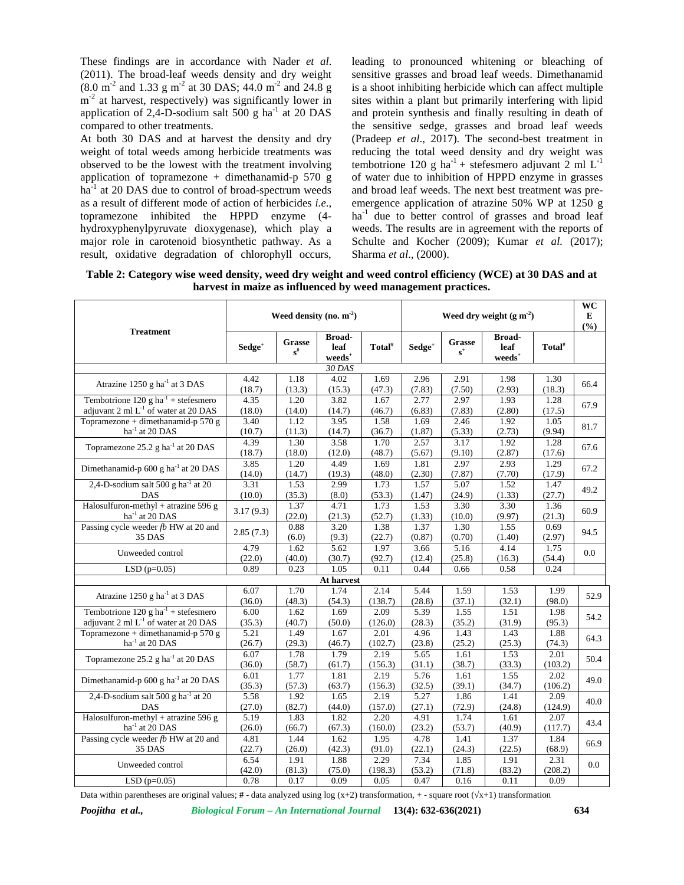These findings are in accordance with Nader *et al*. (2011). The broad-leaf weeds density and dry weight (8.0 $m^{-2}$ and 1.33 g $m^{-2}$ at 30 DAS; 44.0 $m^{-2}$ and 24.8 g $m^{-2}$ at harvest, respectively) was significantly lower in application of 2,4-D-sodium salt 500 g $ha^{-1}$ at 20 DAS compared to other treatments.

At both 30 DAS and at harvest the density and dry weight of total weeds among herbicide treatments was observed to be the lowest with the treatment involving application of topramezone + dimethanamid-p 570 g $ha^{-1}$ at 20 DAS due to control of broad-spectrum weeds as a result of different mode of action of herbicides *i.e*., topramezone inhibited the HPPD enzyme (4-hydroxyphenylpyruvate dioxygenase), which play a major role in carotenoid biosynthetic pathway. As a result, oxidative degradation of chlorophyll occurs, leading to pronounced whitening or bleaching of sensitive grasses and broad leaf weeds. Dimethanamid is a shoot inhibiting herbicide which can affect multiple sites within a plant but primarily interfering with lipid and protein synthesis and finally resulting in death of the sensitive sedge, grasses and broad leaf weeds (Pradeep *et al*., 2017). The second-best treatment in reducing the total weed density and dry weight was tembotrione 120 g $ha^{-1}$ + stefesmero adjuvant 2 ml $L^{-1}$ of water due to inhibition of HPPD enzyme in grasses and broad leaf weeds. The next best treatment was pre-emergence application of atrazine 50% WP at 1250 g $ha^{-1}$ due to better control of grasses and broad leaf weeds. The results are in agreement with the reports of Schulte and Kocher (2009); Kumar *et al.* (2017); Sharma *et al*., (2000).

**Table 2: Category wise weed density, weed dry weight and weed control efficiency (WCE) at 30 DAS and at harvest in maize as influenced by weed management practices.**

| Treatment | Weed density (no. $m^{-2}$) | | | | Weed dry weight (g $m^{-2}$) | | | | WCE (%) |
|---|---|---|---|---|---|---|---|---|---|
| | Sedge$^+$ | Grasses$^\#$ | Broad-leaf weeds$^+$ | Total$^\#$ | Sedge$^+$ | Grasses$^+$ | Broad-leaf weeds$^+$ | Total$^\#$ | |
| *30 DAS* | | | | | | | | | |
| Atrazine 1250 g $ha^{-1}$ at 3 DAS | 4.42 (18.7) | 1.18 (13.3) | 4.02 (15.3) | 1.69 (47.3) | 2.96 (7.83) | 2.91 (7.50) | 1.98 (2.93) | 1.30 (18.3) | 66.4 |
| Tembotrione 120 g $ha^{-1}$ + stefesmero adjuvant 2 ml $L^{-1}$ of water at 20 DAS | 4.35 (18.0) | 1.20 (14.0) | 3.82 (14.7) | 1.67 (46.7) | 2.77 (6.83) | 2.97 (7.83) | 1.93 (2.80) | 1.28 (17.5) | 67.9 |
| Topramezone + dimethanamid-p 570 g $ha^{-1}$ at 20 DAS | 3.40 (10.7) | 1.12 (11.3) | 3.95 (14.7) | 1.58 (36.7) | 1.69 (1.87) | 2.46 (5.33) | 1.92 (2.73) | 1.05 (9.94) | 81.7 |
| Topramezone 25.2 g $ha^{-1}$ at 20 DAS | 4.39 (18.7) | 1.30 (18.0) | 3.58 (12.0) | 1.70 (48.7) | 2.57 (5.67) | 3.17 (9.10) | 1.92 (2.87) | 1.28 (17.6) | 67.6 |
| Dimethanamid-p 600 g $ha^{-1}$ at 20 DAS | 3.85 (14.0) | 1.20 (14.7) | 4.49 (19.3) | 1.69 (48.0) | 1.81 (2.30) | 2.97 (7.87) | 2.93 (7.70) | 1.29 (17.9) | 67.2 |
| 2,4-D-sodium salt 500 g $ha^{-1}$ at 20 DAS | 3.31 (10.0) | 1.53 (35.3) | 2.99 (8.0) | 1.73 (53.3) | 1.57 (1.47) | 5.07 (24.9) | 1.52 (1.33) | 1.47 (27.7) | 49.2 |
| Halosulfuron-methyl + atrazine 596 g $ha^{-1}$ at 20 DAS | 3.17 (9.3) | 1.37 (22.0) | 4.71 (21.3) | 1.73 (52.7) | 1.53 (1.33) | 3.30 (10.0) | 3.30 (9.97) | 1.36 (21.3) | 60.9 |
| Passing cycle weeder *fb* HW at 20 and 35 DAS | 2.85 (7.3) | 0.88 (6.0) | 3.20 (9.3) | 1.38 (22.7) | 1.37 (0.87) | 1.30 (0.70) | 1.55 (1.40) | 0.69 (2.97) | 94.5 |
| Unweeded control | 4.79 (22.0) | 1.62 (40.0) | 5.62 (30.7) | 1.97 (92.7) | 3.66 (12.4) | 5.16 (25.8) | 4.14 (16.3) | 1.75 (54.4) | 0.0 |
| LSD (p=0.05) | 0.89 | 0.23 | 1.05 | 0.11 | 0.44 | 0.66 | 0.58 | 0.24 | |
| **At harvest** | | | | | | | | | |
| Atrazine 1250 g $ha^{-1}$ at 3 DAS | 6.07 (36.0) | 1.70 (48.3) | 1.74 (54.3) | 2.14 (138.7) | 5.44 (28.8) | 1.59 (37.1) | 1.53 (32.1) | 1.99 (98.0) | 52.9 |
| Tembotrione 120 g $ha^{-1}$ + stefesmero adjuvant 2 ml $L^{-1}$ of water at 20 DAS | 6.00 (35.3) | 1.62 (40.7) | 1.69 (50.0) | 2.09 (126.0) | 5.39 (28.3) | 1.55 (35.2) | 1.51 (31.9) | 1.98 (95.3) | 54.2 |
| Topramezone + dimethanamid-p 570 g $ha^{-1}$ at 20 DAS | 5.21 (26.7) | 1.49 (29.3) | 1.67 (46.7) | 2.01 (102.7) | 4.96 (23.8) | 1.43 (25.2) | 1.43 (25.3) | 1.88 (74.3) | 64.3 |
| Topramezone 25.2 g $ha^{-1}$ at 20 DAS | 6.07 (36.0) | 1.78 (58.7) | 1.79 (61.7) | 2.19 (156.3) | 5.65 (31.1) | 1.61 (38.7) | 1.53 (33.3) | 2.01 (103.2) | 50.4 |
| Dimethanamid-p 600 g $ha^{-1}$ at 20 DAS | 6.01 (35.3) | 1.77 (57.3) | 1.81 (63.7) | 2.19 (156.3) | 5.76 (32.5) | 1.61 (39.1) | 1.55 (34.7) | 2.02 (106.2) | 49.0 |
| 2,4-D-sodium salt 500 g $ha^{-1}$ at 20 DAS | 5.58 (27.0) | 1.92 (82.7) | 1.65 (44.0) | 2.19 (157.0) | 5.27 (27.1) | 1.86 (72.9) | 1.41 (24.8) | 2.09 (124.9) | 40.0 |
| Halosulfuron-methyl + atrazine 596 g $ha^{-1}$ at 20 DAS | 5.19 (26.0) | 1.83 (66.7) | 1.82 (67.3) | 2.20 (160.0) | 4.91 (23.2) | 1.74 (53.7) | 1.61 (40.9) | 2.07 (117.7) | 43.4 |
| Passing cycle weeder *fb* HW at 20 and 35 DAS | 4.81 (22.7) | 1.44 (26.0) | 1.62 (42.3) | 1.95 (91.0) | 4.78 (22.1) | 1.41 (24.3) | 1.37 (22.5) | 1.84 (68.9) | 66.9 |
| Unweeded control | 6.54 (42.0) | 1.91 (81.3) | 1.88 (75.0) | 2.29 (198.3) | 7.34 (53.2) | 1.85 (71.8) | 1.91 (83.2) | 2.31 (208.2) | 0.0 |
| LSD (p=0.05) | 0.78 | 0.17 | 0.09 | 0.05 | 0.47 | 0.16 | 0.11 | 0.09 | |

Data within parentheses are original values; # - data analyzed using log (x+2) transformation, + - square root ($\sqrt{x+1}$) transformation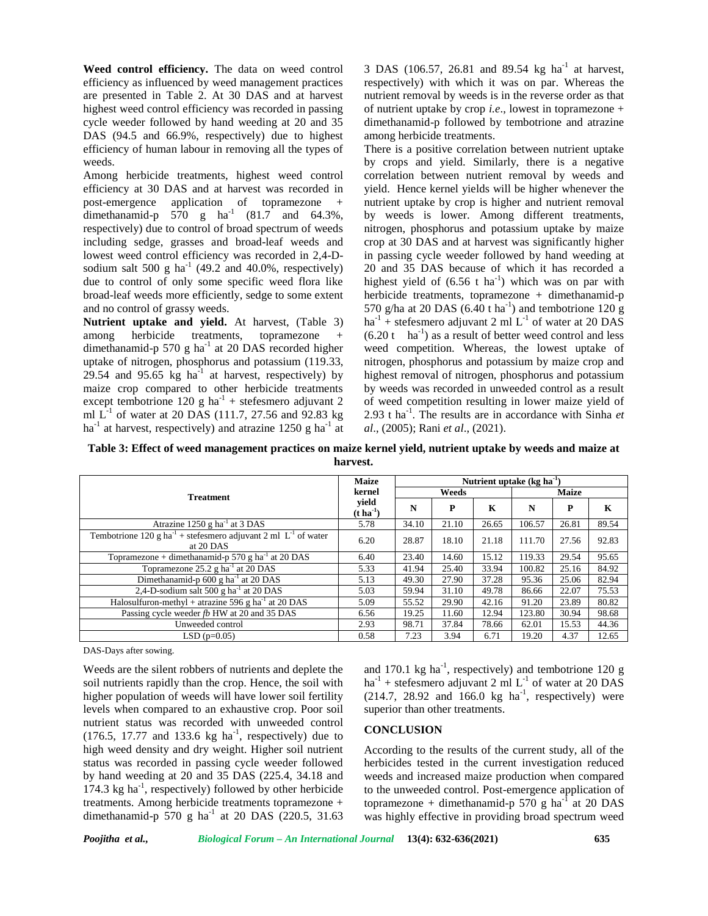**Weed control efficiency.** The data on weed control efficiency as influenced by weed management practices are presented in Table 2. At 30 DAS and at harvest highest weed control efficiency was recorded in passing cycle weeder followed by hand weeding at 20 and 35 DAS (94.5 and 66.9%, respectively) due to highest efficiency of human labour in removing all the types of weeds.

Among herbicide treatments, highest weed control efficiency at 30 DAS and at harvest was recorded in post-emergence application of topramezone + dimethanamid-p 570 g $ha^{-1}$ (81.7 and 64.3%, respectively) due to control of broad spectrum of weeds including sedge, grasses and broad-leaf weeds and lowest weed control efficiency was recorded in 2,4-D-sodium salt 500 g $ha^{-1}$ (49.2 and 40.0%, respectively) due to control of only some specific weed flora like broad-leaf weeds more efficiently, sedge to some extent and no control of grassy weeds.

**Nutrient uptake and yield.** At harvest, (Table 3) among herbicide treatments, topramezone + dimethanamid-p 570 g $ha^{-1}$ at 20 DAS recorded higher uptake of nitrogen, phosphorus and potassium (119.33, 29.54 and 95.65 kg $ha^{-1}$ at harvest, respectively) by maize crop compared to other herbicide treatments except tembotrione 120 g $ha^{-1}$ + stefesmero adjuvant 2 ml $L^{-1}$ of water at 20 DAS (111.7, 27.56 and 92.83 kg $ha^{-1}$ at harvest, respectively) and atrazine 1250 g $ha^{-1}$ at 3 DAS (106.57, 26.81 and 89.54 kg $ha^{-1}$ at harvest, respectively) with which it was on par. Whereas the nutrient removal by weeds is in the reverse order as that of nutrient uptake by crop *i.e*., lowest in topramezone + dimethanamid-p followed by tembotrione and atrazine among herbicide treatments.

There is a positive correlation between nutrient uptake by crops and yield. Similarly, there is a negative correlation between nutrient removal by weeds and yield. Hence kernel yields will be higher whenever the nutrient uptake by crop is higher and nutrient removal by weeds is lower. Among different treatments, nitrogen, phosphorus and potassium uptake by maize crop at 30 DAS and at harvest was significantly higher in passing cycle weeder followed by hand weeding at 20 and 35 DAS because of which it has recorded a highest yield of (6.56 t $ha^{-1}$) which was on par with herbicide treatments, topramezone + dimethanamid-p 570 g/ha at 20 DAS (6.40 t $ha^{-1}$) and tembotrione 120 g $ha^{-1}$ + stefesmero adjuvant 2 ml $L^{-1}$ of water at 20 DAS (6.20 t $ha^{-1}$) as a result of better weed control and less weed competition. Whereas, the lowest uptake of nitrogen, phosphorus and potassium by maize crop and highest removal of nitrogen, phosphorus and potassium by weeds was recorded in unweeded control as a result of weed competition resulting in lower maize yield of 2.93 t $ha^{-1}$. The results are in accordance with Sinha *et al*., (2005); Rani *et al*., (2021).

**Table 3: Effect of weed management practices on maize kernel yield, nutrient uptake by weeds and maize at harvest.**

| Treatment | Maize kernel yield (t $ha^{-1}$) | Nutrient uptake (kg $ha^{-1}$) | | | | | |
|---|---|---|---|---|---|---|---|
| | | Weeds | | | Maize | | |
| | | N | P | K | N | P | K |
| Atrazine 1250 g $ha^{-1}$ at 3 DAS | 5.78 | 34.10 | 21.10 | 26.65 | 106.57 | 26.81 | 89.54 |
| Tembotrione 120 g $ha^{-1}$ + stefesmero adjuvant 2 ml $L^{-1}$ of water at 20 DAS | 6.20 | 28.87 | 18.10 | 21.18 | 111.70 | 27.56 | 92.83 |
| Topramezone + dimethanamid-p 570 g $ha^{-1}$ at 20 DAS | 6.40 | 23.40 | 14.60 | 15.12 | 119.33 | 29.54 | 95.65 |
| Topramezone 25.2 g $ha^{-1}$ at 20 DAS | 5.33 | 41.94 | 25.40 | 33.94 | 100.82 | 25.16 | 84.92 |
| Dimethanamid-p 600 g $ha^{-1}$ at 20 DAS | 5.13 | 49.30 | 27.90 | 37.28 | 95.36 | 25.06 | 82.94 |
| 2,4-D-sodium salt 500 g $ha^{-1}$ at 20 DAS | 5.03 | 59.94 | 31.10 | 49.78 | 86.66 | 22.07 | 75.53 |
| Halosulfuron-methyl + atrazine 596 g $ha^{-1}$ at 20 DAS | 5.09 | 55.52 | 29.90 | 42.16 | 91.20 | 23.89 | 80.82 |
| Passing cycle weeder *fb* HW at 20 and 35 DAS | 6.56 | 19.25 | 11.60 | 12.94 | 123.80 | 30.94 | 98.68 |
| Unweeded control | 2.93 | 98.71 | 37.84 | 78.66 | 62.01 | 15.53 | 44.36 |
| LSD (p=0.05) | 0.58 | 7.23 | 3.94 | 6.71 | 19.20 | 4.37 | 12.65 |

DAS-Days after sowing.

Weeds are the silent robbers of nutrients and deplete the soil nutrients rapidly than the crop. Hence, the soil with higher population of weeds will have lower soil fertility levels when compared to an exhaustive crop. Poor soil nutrient status was recorded with unweeded control (176.5, 17.77 and 133.6 kg $ha^{-1}$, respectively) due to high weed density and dry weight. Higher soil nutrient status was recorded in passing cycle weeder followed by hand weeding at 20 and 35 DAS (225.4, 34.18 and 174.3 kg $ha^{-1}$, respectively) followed by other herbicide treatments. Among herbicide treatments topramezone + dimethanamid-p 570 g $ha^{-1}$ at 20 DAS (220.5, 31.63 and 170.1 kg $ha^{-1}$, respectively) and tembotrione 120 g $ha^{-1}$ + stefesmero adjuvant 2 ml $L^{-1}$ of water at 20 DAS (214.7, 28.92 and 166.0 kg $ha^{-1}$, respectively) were superior than other treatments.

## CONCLUSION

According to the results of the current study, all of the herbicides tested in the current investigation reduced weeds and increased maize production when compared to the unweeded control. Post-emergence application of topramezone + dimethanamid-p 570 g $ha^{-1}$ at 20 DAS was highly effective in providing broad spectrum weed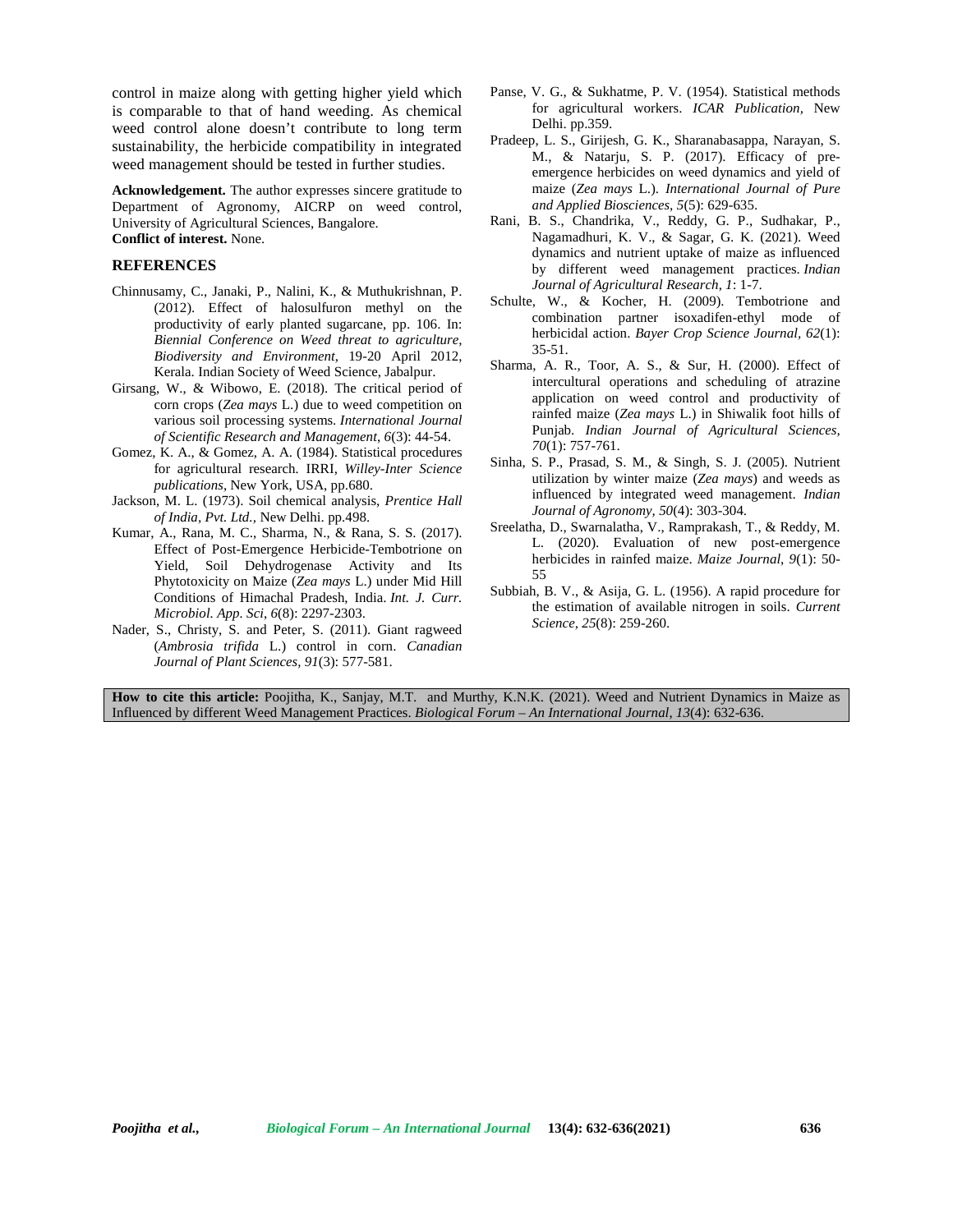control in maize along with getting higher yield which is comparable to that of hand weeding. As chemical weed control alone doesn't contribute to long term sustainability, the herbicide compatibility in integrated weed management should be tested in further studies.

**Acknowledgement.** The author expresses sincere gratitude to Department of Agronomy, AICRP on weed control, University of Agricultural Sciences, Bangalore.

**Conflict of interest.** None.

## REFERENCES

Chinnusamy, C., Janaki, P., Nalini, K., & Muthukrishnan, P. (2012). Effect of halosulfuron methyl on the productivity of early planted sugarcane, pp. 106. In: *Biennial Conference on Weed threat to agriculture, Biodiversity and Environment*, 19-20 April 2012, Kerala. Indian Society of Weed Science, Jabalpur.

Girsang, W., & Wibowo, E. (2018). The critical period of corn crops (*Zea mays* L.) due to weed competition on various soil processing systems. *International Journal of Scientific Research and Management*, *6*(3): 44-54.

Gomez, K. A., & Gomez, A. A. (1984). Statistical procedures for agricultural research. IRRI, *Willey-Inter Science publications*, New York, USA, pp.680.

Jackson, M. L. (1973). Soil chemical analysis, *Prentice Hall of India, Pvt. Ltd.*, New Delhi. pp.498.

Kumar, A., Rana, M. C., Sharma, N., & Rana, S. S. (2017). Effect of Post-Emergence Herbicide-Tembotrione on Yield, Soil Dehydrogenase Activity and Its Phytotoxicity on Maize (*Zea mays* L.) under Mid Hill Conditions of Himachal Pradesh, India. *Int. J. Curr. Microbiol. App. Sci*, *6*(8): 2297-2303.

Nader, S., Christy, S. and Peter, S. (2011). Giant ragweed (*Ambrosia trifida* L.) control in corn. *Canadian Journal of Plant Sciences*, *91*(3): 577-581.

Panse, V. G., & Sukhatme, P. V. (1954). Statistical methods for agricultural workers. *ICAR Publication*, New Delhi. pp.359.

Pradeep, L. S., Girijesh, G. K., Sharanabasappa, Narayan, S. M., & Natarju, S. P. (2017). Efficacy of pre-emergence herbicides on weed dynamics and yield of maize (*Zea mays* L.). *International Journal of Pure and Applied Biosciences*, *5*(5): 629-635.

Rani, B. S., Chandrika, V., Reddy, G. P., Sudhakar, P., Nagamadhuri, K. V., & Sagar, G. K. (2021). Weed dynamics and nutrient uptake of maize as influenced by different weed management practices. *Indian Journal of Agricultural Research*, *1*: 1-7.

Schulte, W., & Kocher, H. (2009). Tembotrione and combination partner isoxadifen-ethyl mode of herbicidal action. *Bayer Crop Science Journal*, *62*(1): 35-51.

Sharma, A. R., Toor, A. S., & Sur, H. (2000). Effect of intercultural operations and scheduling of atrazine application on weed control and productivity of rainfed maize (*Zea mays* L.) in Shiwalik foot hills of Punjab. *Indian Journal of Agricultural Sciences*, *70*(1): 757-761.

Sinha, S. P., Prasad, S. M., & Singh, S. J. (2005). Nutrient utilization by winter maize (*Zea mays*) and weeds as influenced by integrated weed management. *Indian Journal of Agronomy*, *50*(4): 303-304.

Sreelatha, D., Swarnalatha, V., Ramprakash, T., & Reddy, M. L. (2020). Evaluation of new post-emergence herbicides in rainfed maize. *Maize Journal*, *9*(1): 50-55

Subbiah, B. V., & Asija, G. L. (1956). A rapid procedure for the estimation of available nitrogen in soils. *Current Science*, *25*(8): 259-260.

**How to cite this article:** Poojitha, K., Sanjay, M.T. and Murthy, K.N.K. (2021). Weed and Nutrient Dynamics in Maize as Influenced by different Weed Management Practices. *Biological Forum – An International Journal, 13*(4): 632-636.